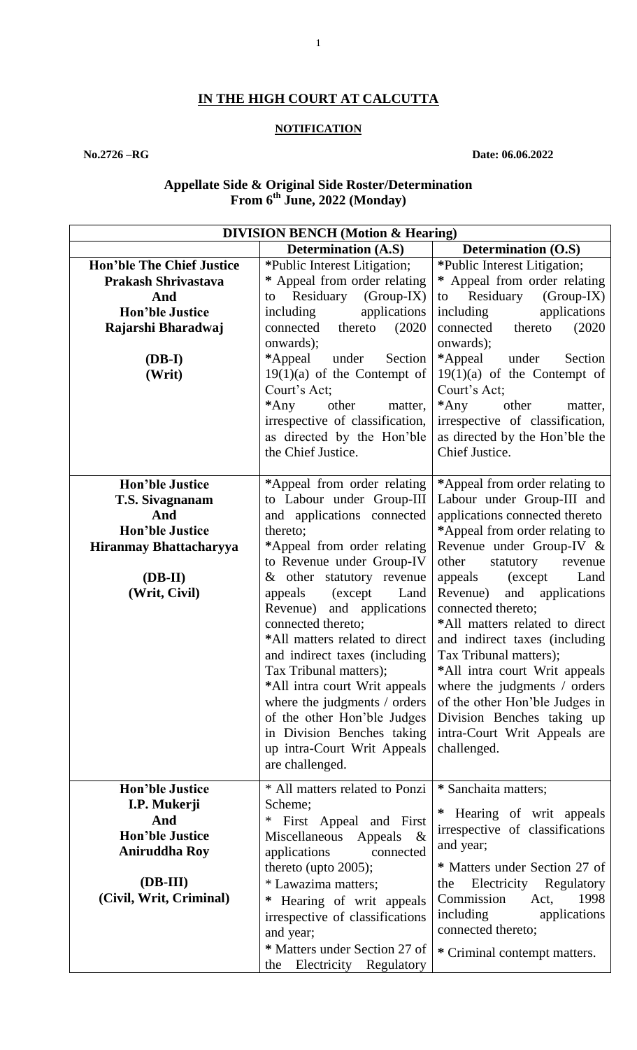# IN THE HIGH COURT AT CALCUTTA

## NOTIFICATION

**No.2726 –RG** **Date: 06.06.2022**

### Appellate Side & Original Side Roster/Determination From 6th June, 2022 (Monday)

| DIVISION BENCH (Motion & Hearing) | | |
|---|---|---|
| | **Determination (A.S)** | **Determination (O.S)** |
| **Hon'ble The Chief Justice Prakash Shrivastava And Hon'ble Justice Rajarshi Bharadwaj** <br><br> **(DB-I)** <br> **(Writ)** | *Public Interest Litigation; <br> * Appeal from order relating to Residuary (Group-IX) including applications connected thereto (2020 onwards); <br> *Appeal under Section 19(1)(a) of the Contempt of Court's Act; <br> *Any other matter, irrespective of classification, as directed by the Hon'ble the Chief Justice. | *Public Interest Litigation; <br> * Appeal from order relating to Residuary (Group-IX) including applications connected thereto (2020 onwards); <br> *Appeal under Section 19(1)(a) of the Contempt of Court's Act; <br> *Any other matter, irrespective of classification, as directed by the Hon'ble the Chief Justice. |
| **Hon'ble Justice T.S. Sivagnanam And Hon'ble Justice Hiranmay Bhattacharyya** <br><br> **(DB-II)** <br> **(Writ, Civil)** | *Appeal from order relating to Labour under Group-III and applications connected thereto; <br> *Appeal from order relating to Revenue under Group-IV & other statutory revenue appeals (except Land Revenue) and applications connected thereto; <br> *All matters related to direct and indirect taxes (including Tax Tribunal matters); <br> *All intra court Writ appeals where the judgments / orders of the other Hon'ble Judges in Division Benches taking up intra-Court Writ Appeals are challenged. | *Appeal from order relating to Labour under Group-III and applications connected thereto <br> *Appeal from order relating to Revenue under Group-IV & other statutory revenue appeals (except Land Revenue) and applications connected thereto; <br> *All matters related to direct and indirect taxes (including Tax Tribunal matters); <br> *All intra court Writ appeals where the judgments / orders of the other Hon'ble Judges in Division Benches taking up intra-Court Writ Appeals are challenged. |
| **Hon'ble Justice I.P. Mukerji And Hon'ble Justice Aniruddha Roy** <br><br> **(DB-III)** <br> **(Civil, Writ, Criminal)** | * All matters related to Ponzi Scheme; <br> * First Appeal and First Miscellaneous Appeals & applications connected thereto (upto 2005); <br> * Lawazima matters; <br> * Hearing of writ appeals irrespective of classifications and year; <br> * Matters under Section 27 of the Electricity Regulatory | * Sanchaita matters; <br> * Hearing of writ appeals irrespective of classifications and year; <br> * Matters under Section 27 of the Electricity Regulatory Commission Act, 1998 including applications connected thereto; <br> * Criminal contempt matters. |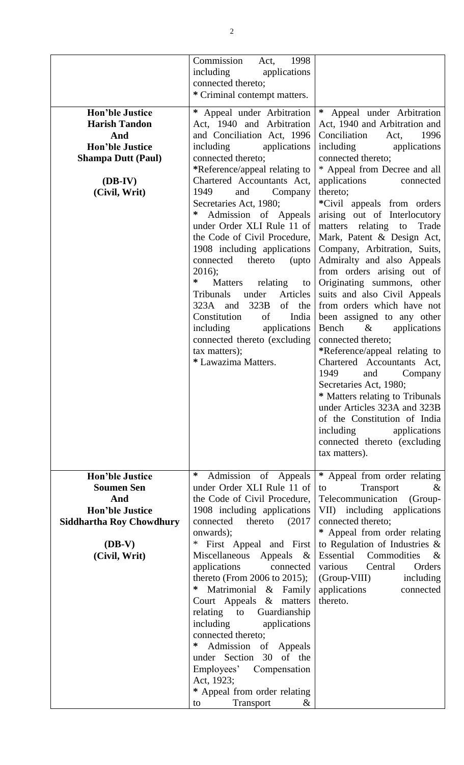| | | |
|---|---|---|
| | Commission Act, 1998 including applications connected thereto;<br>* Criminal contempt matters. | |
| **Hon'ble Justice Harish Tandon And Hon'ble Justice Shampa Dutt (Paul)**<br><br>**(DB-IV)**<br>**(Civil, Writ)** | * Appeal under Arbitration Act, 1940 and Arbitration and Conciliation Act, 1996 including applications connected thereto;<br>*Reference/appeal relating to Chartered Accountants Act, 1949 and Company Secretaries Act, 1980;<br>* Admission of Appeals under Order XLI Rule 11 of the Code of Civil Procedure, 1908 including applications connected thereto (upto 2016);<br>* Matters relating to Tribunals under Articles 323A and 323B of the Constitution of India including applications connected thereto (excluding tax matters);<br>* Lawazima Matters. | * Appeal under Arbitration Act, 1940 and Arbitration and Conciliation Act, 1996 including applications connected thereto;<br>* Appeal from Decree and all applications connected thereto;<br>*Civil appeals from orders arising out of Interlocutory matters relating to Trade Mark, Patent & Design Act, Company, Arbitration, Suits, Admiralty and also Appeals from orders arising out of Originating summons, other suits and also Civil Appeals from orders which have not been assigned to any other Bench & applications connected thereto;<br>*Reference/appeal relating to Chartered Accountants Act, 1949 and Company Secretaries Act, 1980;<br>* Matters relating to Tribunals under Articles 323A and 323B of the Constitution of India including applications connected thereto (excluding tax matters). |
| **Hon'ble Justice Soumen Sen And Hon'ble Justice Siddhartha Roy Chowdhury**<br><br>**(DB-V)**<br>**(Civil, Writ)** | * Admission of Appeals under Order XLI Rule 11 of the Code of Civil Procedure, 1908 including applications connected thereto (2017 onwards);<br>* First Appeal and First Miscellaneous Appeals & applications connected thereto (From 2006 to 2015);<br>* Matrimonial & Family Court Appeals & matters relating to Guardianship including applications connected thereto;<br>* Admission of Appeals under Section 30 of the Employees' Compensation Act, 1923;<br>* Appeal from order relating to Transport & | * Appeal from order relating to Transport & Telecommunication (Group-VII) including applications connected thereto;<br>* Appeal from order relating to Regulation of Industries & Essential Commodities & various Central Orders (Group-VIII) including applications connected thereto. |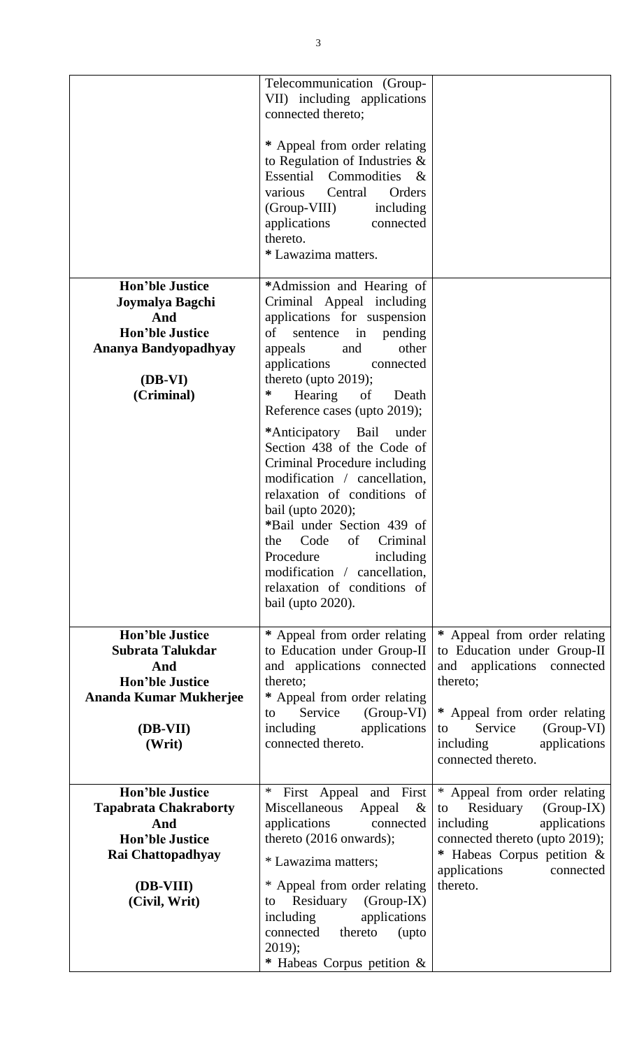| | | |
|---|---|---|
| | Telecommunication (Group-VII) including applications connected thereto;<br><br>* Appeal from order relating to Regulation of Industries & Essential Commodities & various Central Orders (Group-VIII) including applications connected thereto.<br>* Lawazima matters. | |
| **Hon'ble Justice Joymalya Bagchi And Hon'ble Justice Ananya Bandyopadhyay**<br><br>**(DB-VI) (Criminal)** | *Admission and Hearing of Criminal Appeal including applications for suspension of sentence in pending appeals and other applications connected thereto (upto 2019);<br>* Hearing of Death Reference cases (upto 2019);<br><br>*Anticipatory Bail under Section 438 of the Code of Criminal Procedure including modification / cancellation, relaxation of conditions of bail (upto 2020);<br>*Bail under Section 439 of the Code of Criminal Procedure including modification / cancellation, relaxation of conditions of bail (upto 2020). | |
| **Hon'ble Justice Subrata Talukdar And Hon'ble Justice Ananda Kumar Mukherjee**<br><br>**(DB-VII) (Writ)** | * Appeal from order relating to Education under Group-II and applications connected thereto;<br>* Appeal from order relating to Service (Group-VI) including applications connected thereto. | * Appeal from order relating to Education under Group-II and applications connected thereto;<br><br>* Appeal from order relating to Service (Group-VI) including applications connected thereto. |
| **Hon'ble Justice Tapabrata Chakraborty And Hon'ble Justice Rai Chattopadhyay**<br><br>**(DB-VIII) (Civil, Writ)** | * First Appeal and First Miscellaneous Appeal & applications connected thereto (2016 onwards);<br><br>* Lawazima matters;<br><br>* Appeal from order relating to Residuary (Group-IX) including applications connected thereto (upto 2019);<br>* Habeas Corpus petition & | * Appeal from order relating to Residuary (Group-IX) including applications connected thereto (upto 2019);<br>* Habeas Corpus petition & applications connected thereto. |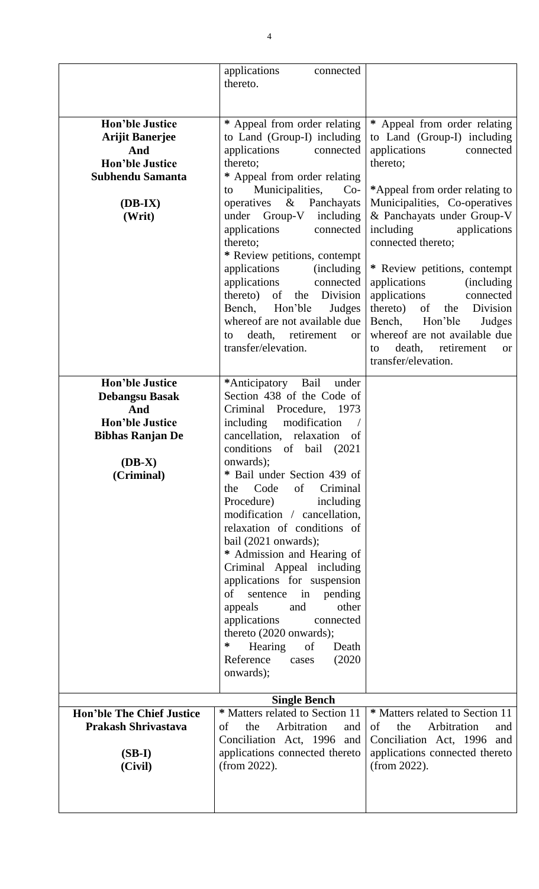| | | |
|---|---|---|
| | applications connected thereto. | |
| **Hon'ble Justice Arijit Banerjee And Hon'ble Justice Subhendu Samanta**<br><br>**(DB-IX)**<br>**(Writ)** | * Appeal from order relating to Land (Group-I) including applications connected thereto;<br>* Appeal from order relating to Municipalities, Co-operatives & Panchayats under Group-V including applications connected thereto;<br>* Review petitions, contempt applications (including applications connected thereto) of the Division Bench, Hon'ble Judges whereof are not available due to death, retirement or transfer/elevation. | * Appeal from order relating to Land (Group-I) including applications connected thereto;<br>*Appeal from order relating to Municipalities, Co-operatives & Panchayats under Group-V including applications connected thereto;<br>* Review petitions, contempt applications (including applications connected thereto) of the Division Bench, Hon'ble Judges whereof are not available due to death, retirement or transfer/elevation. |
| **Hon'ble Justice Debangsu Basak And Hon'ble Justice Bibhas Ranjan De**<br><br>**(DB-X)**<br>**(Criminal)** | *Anticipatory Bail under Section 438 of the Code of Criminal Procedure, 1973 including modification / cancellation, relaxation of conditions of bail (2021 onwards);<br>* Bail under Section 439 of the Code of Criminal Procedure) including modification / cancellation, relaxation of conditions of bail (2021 onwards);<br>* Admission and Hearing of Criminal Appeal including applications for suspension of sentence in pending appeals and other applications connected thereto (2020 onwards);<br>* Hearing of Death Reference cases (2020 onwards); | |
| | **Single Bench** | |
| **Hon'ble The Chief Justice Prakash Shrivastava**<br><br>**(SB-I)**<br>**(Civil)** | * Matters related to Section 11 of the Arbitration and Conciliation Act, 1996 and applications connected thereto (from 2022). | * Matters related to Section 11 of the Arbitration and Conciliation Act, 1996 and applications connected thereto (from 2022). |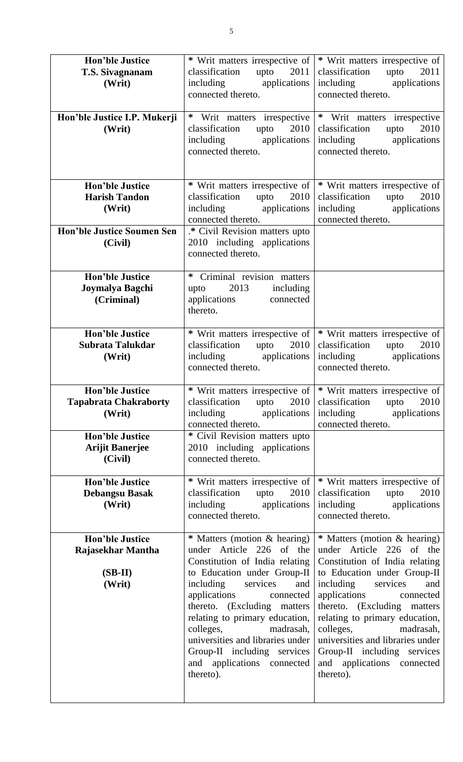| | | |
|---|---|---|
| **Hon'ble Justice T.S. Sivagnanam (Writ)** | * Writ matters irrespective of classification upto 2011 including applications connected thereto. | * Writ matters irrespective of classification upto 2011 including applications connected thereto. |
| **Hon'ble Justice I.P. Mukerji (Writ)** | * Writ matters irrespective classification upto 2010 including applications connected thereto. | * Writ matters irrespective classification upto 2010 including applications connected thereto. |
| **Hon'ble Justice Harish Tandon (Writ)** | * Writ matters irrespective of classification upto 2010 including applications connected thereto. | * Writ matters irrespective of classification upto 2010 including applications connected thereto. |
| **Hon'ble Justice Soumen Sen (Civil)** | .* Civil Revision matters upto 2010 including applications connected thereto. | |
| **Hon'ble Justice Joymalya Bagchi (Criminal)** | * Criminal revision matters upto 2013 including applications connected thereto. | |
| **Hon'ble Justice Subrata Talukdar (Writ)** | * Writ matters irrespective of classification upto 2010 including applications connected thereto. | * Writ matters irrespective of classification upto 2010 including applications connected thereto. |
| **Hon'ble Justice Tapabrata Chakraborty (Writ)** | * Writ matters irrespective of classification upto 2010 including applications connected thereto. | * Writ matters irrespective of classification upto 2010 including applications connected thereto. |
| **Hon'ble Justice Arijit Banerjee (Civil)** | * Civil Revision matters upto 2010 including applications connected thereto. | |
| **Hon'ble Justice Debangsu Basak (Writ)** | * Writ matters irrespective of classification upto 2010 including applications connected thereto. | * Writ matters irrespective of classification upto 2010 including applications connected thereto. |
| **Hon'ble Justice Rajasekhar Mantha (SB-II) (Writ)** | * Matters (motion & hearing) under Article 226 of the Constitution of India relating to Education under Group-II including services and applications connected thereto. (Excluding matters relating to primary education, colleges, madrasah, universities and libraries under Group-II including services and applications connected thereto). | * Matters (motion & hearing) under Article 226 of the Constitution of India relating to Education under Group-II including services and applications connected thereto. (Excluding matters relating to primary education, colleges, madrasah, universities and libraries under Group-II including services and applications connected thereto). |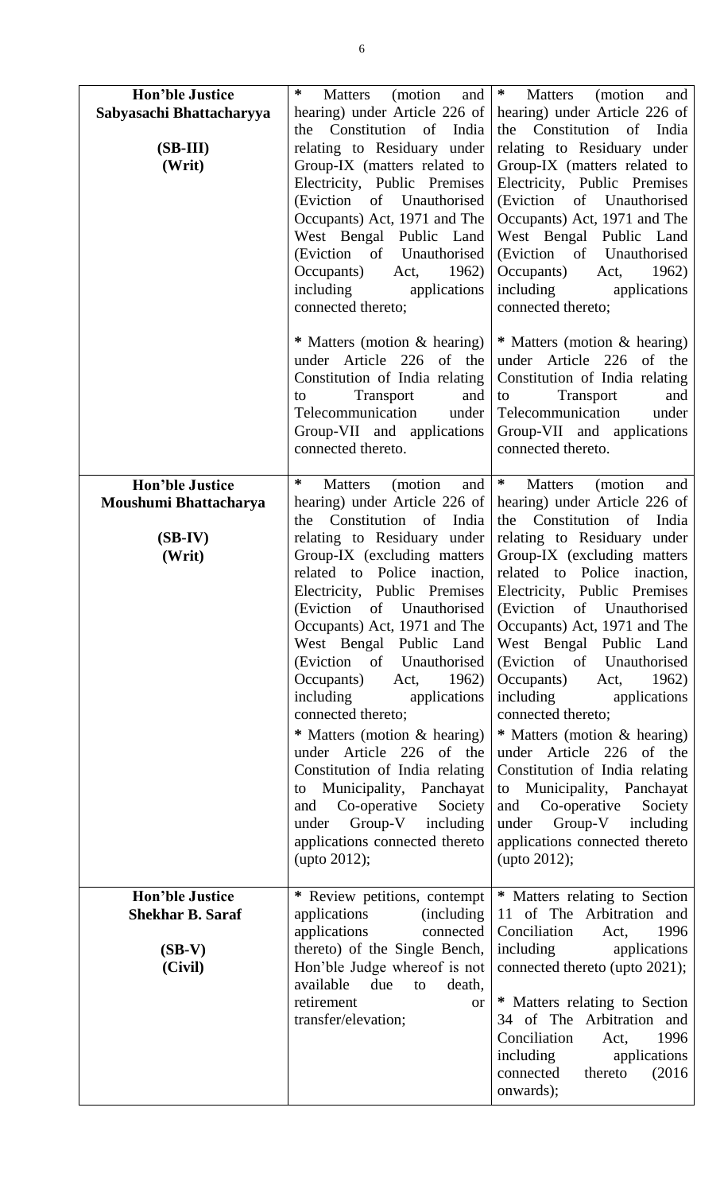| | | |
|---|---|---|
| **Hon'ble Justice Sabyasachi Bhattacharyya**<br><br>**(SB-III)**<br>**(Writ)** | * Matters (motion and hearing) under Article 226 of the Constitution of India relating to Residuary under Group-IX (matters related to Electricity, Public Premises (Eviction of Unauthorised Occupants) Act, 1971 and The West Bengal Public Land (Eviction of Unauthorised Occupants) Act, 1962) including applications connected thereto;<br><br>* Matters (motion & hearing) under Article 226 of the Constitution of India relating to Transport and Telecommunication under Group-VII and applications connected thereto. | * Matters (motion and hearing) under Article 226 of the Constitution of India relating to Residuary under Group-IX (matters related to Electricity, Public Premises (Eviction of Unauthorised Occupants) Act, 1971 and The West Bengal Public Land (Eviction of Unauthorised Occupants) Act, 1962) including applications connected thereto;<br><br>* Matters (motion & hearing) under Article 226 of the Constitution of India relating to Transport and Telecommunication under Group-VII and applications connected thereto. |
| **Hon'ble Justice Moushumi Bhattacharya**<br><br>**(SB-IV)**<br>**(Writ)** | * Matters (motion and hearing) under Article 226 of the Constitution of India relating to Residuary under Group-IX (excluding matters related to Police inaction, Electricity, Public Premises (Eviction of Unauthorised Occupants) Act, 1971 and The West Bengal Public Land (Eviction of Unauthorised Occupants) Act, 1962) including applications connected thereto;<br><br>* Matters (motion & hearing) under Article 226 of the Constitution of India relating to Municipality, Panchayat and Co-operative Society under Group-V including applications connected thereto (upto 2012); | * Matters (motion and hearing) under Article 226 of the Constitution of India relating to Residuary under Group-IX (excluding matters related to Police inaction, Electricity, Public Premises (Eviction of Unauthorised Occupants) Act, 1971 and The West Bengal Public Land (Eviction of Unauthorised Occupants) Act, 1962) including applications connected thereto;<br><br>* Matters (motion & hearing) under Article 226 of the Constitution of India relating to Municipality, Panchayat and Co-operative Society under Group-V including applications connected thereto (upto 2012); |
| **Hon'ble Justice Shekhar B. Saraf**<br><br>**(SB-V)**<br>**(Civil)** | * Review petitions, contempt applications (including applications connected thereto) of the Single Bench, Hon'ble Judge whereof is not available due to death, retirement or transfer/elevation; | * Matters relating to Section 11 of The Arbitration and Conciliation Act, 1996 including applications connected thereto (upto 2021);<br><br>* Matters relating to Section 34 of The Arbitration and Conciliation Act, 1996 including applications connected thereto (2016 onwards); |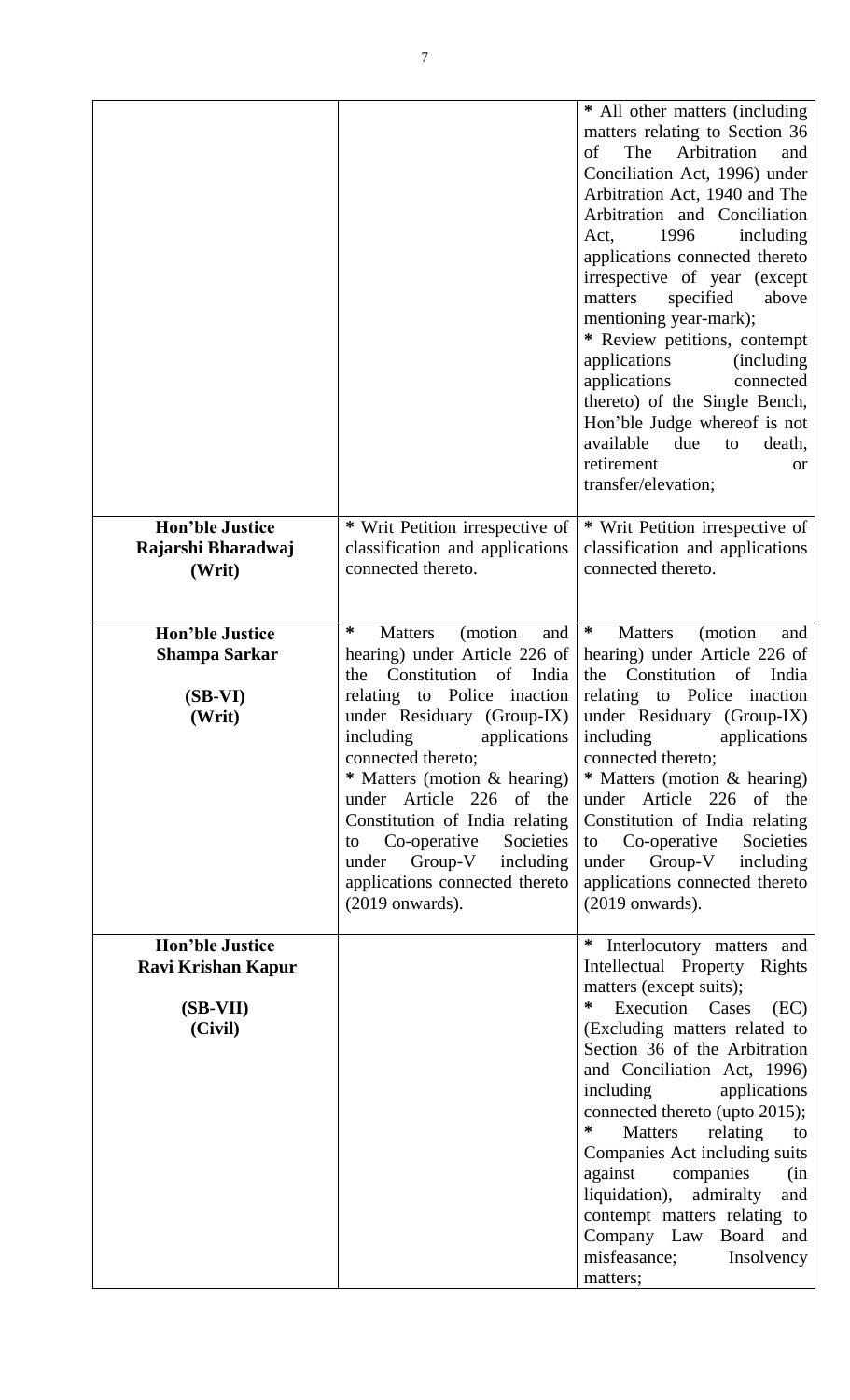| | | |
|---|---|---|
| | | * All other matters (including matters relating to Section 36 of The Arbitration and Conciliation Act, 1996) under Arbitration Act, 1940 and The Arbitration and Conciliation Act, 1996 including applications connected thereto irrespective of year (except matters specified above mentioning year-mark);<br>* Review petitions, contempt applications (including applications connected thereto) of the Single Bench, Hon'ble Judge whereof is not available due to death, retirement or transfer/elevation; |
| **Hon'ble Justice Rajarshi Bharadwaj**<br>**(Writ)** | * Writ Petition irrespective of classification and applications connected thereto. | * Writ Petition irrespective of classification and applications connected thereto. |
| **Hon'ble Justice Shampa Sarkar**<br>**(SB-VI)**<br>**(Writ)** | * Matters (motion and hearing) under Article 226 of the Constitution of India relating to Police inaction under Residuary (Group-IX) including applications connected thereto;<br>* Matters (motion & hearing) under Article 226 of the Constitution of India relating to Co-operative Societies under Group-V including applications connected thereto (2019 onwards). | * Matters (motion and hearing) under Article 226 of the Constitution of India relating to Police inaction under Residuary (Group-IX) including applications connected thereto;<br>* Matters (motion & hearing) under Article 226 of the Constitution of India relating to Co-operative Societies under Group-V including applications connected thereto (2019 onwards). |
| **Hon'ble Justice Ravi Krishan Kapur**<br>**(SB-VII)**<br>**(Civil)** | | * Interlocutory matters and Intellectual Property Rights matters (except suits);<br>* Execution Cases (EC) (Excluding matters related to Section 36 of the Arbitration and Conciliation Act, 1996) including applications connected thereto (upto 2015);<br>* Matters relating to Companies Act including suits against companies (in liquidation), admiralty and contempt matters relating to Company Law Board and misfeasance; Insolvency matters; |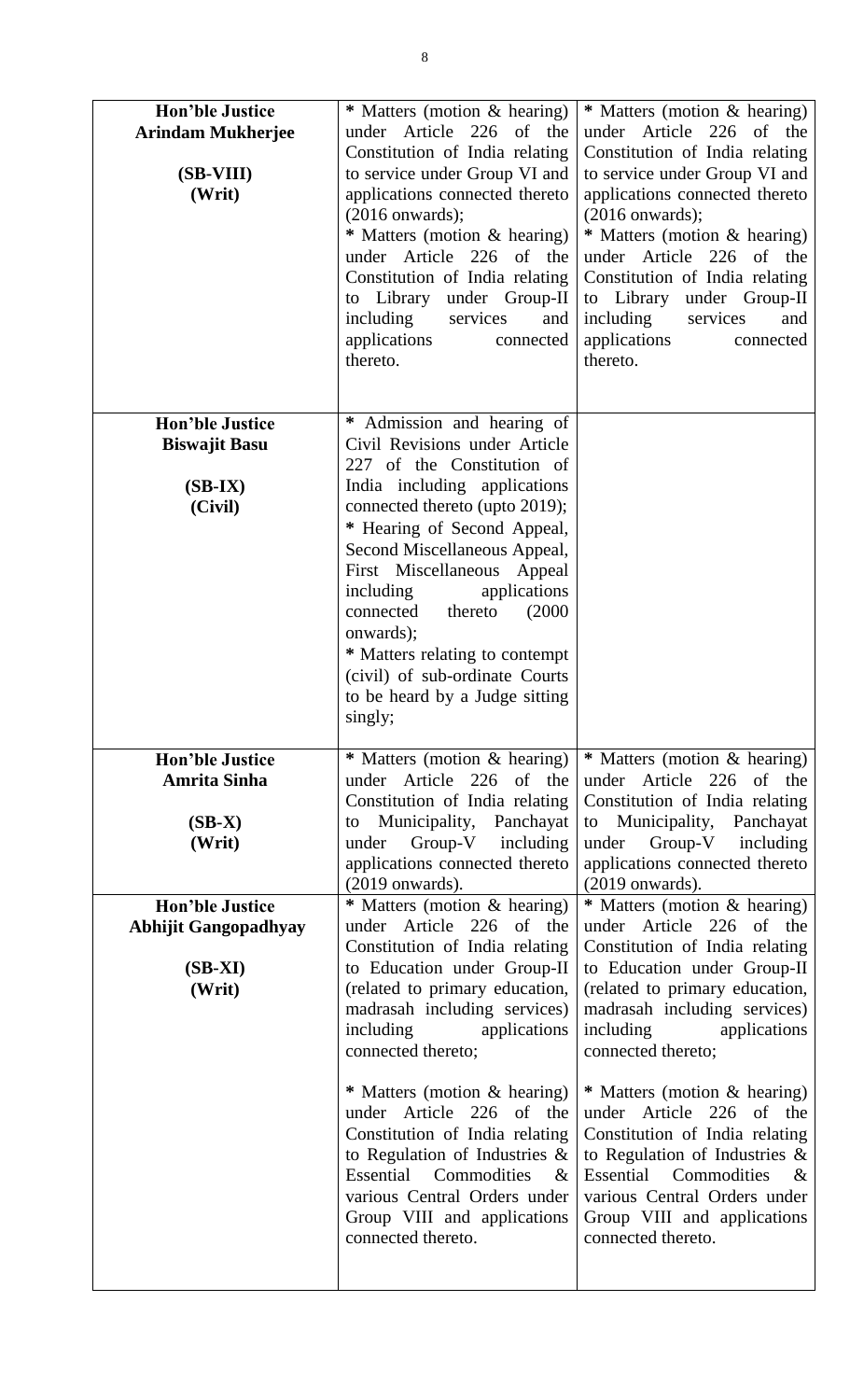| | | |
|---|---|---|
| **Hon'ble Justice Arindam Mukherjee**<br><br>**(SB-VIII)**<br>**(Writ)** | * Matters (motion & hearing) under Article 226 of the Constitution of India relating to service under Group VI and applications connected thereto (2016 onwards);<br>* Matters (motion & hearing) under Article 226 of the Constitution of India relating to Library under Group-II including services and applications connected thereto. | * Matters (motion & hearing) under Article 226 of the Constitution of India relating to service under Group VI and applications connected thereto (2016 onwards);<br>* Matters (motion & hearing) under Article 226 of the Constitution of India relating to Library under Group-II including services and applications connected thereto. |
| **Hon'ble Justice Biswajit Basu**<br><br>**(SB-IX)**<br>**(Civil)** | * Admission and hearing of Civil Revisions under Article 227 of the Constitution of India including applications connected thereto (upto 2019);<br>* Hearing of Second Appeal, Second Miscellaneous Appeal, First Miscellaneous Appeal including applications connected thereto (2000 onwards);<br>* Matters relating to contempt (civil) of sub-ordinate Courts to be heard by a Judge sitting singly; | |
| **Hon'ble Justice Amrita Sinha**<br><br>**(SB-X)**<br>**(Writ)** | * Matters (motion & hearing) under Article 226 of the Constitution of India relating to Municipality, Panchayat under Group-V including applications connected thereto (2019 onwards). | * Matters (motion & hearing) under Article 226 of the Constitution of India relating to Municipality, Panchayat under Group-V including applications connected thereto (2019 onwards). |
| **Hon'ble Justice Abhijit Gangopadhyay**<br><br>**(SB-XI)**<br>**(Writ)** | * Matters (motion & hearing) under Article 226 of the Constitution of India relating to Education under Group-II (related to primary education, madrasah including services) including applications connected thereto;<br><br>* Matters (motion & hearing) under Article 226 of the Constitution of India relating to Regulation of Industries & Essential Commodities & various Central Orders under Group VIII and applications connected thereto. | * Matters (motion & hearing) under Article 226 of the Constitution of India relating to Education under Group-II (related to primary education, madrasah including services) including applications connected thereto;<br><br>* Matters (motion & hearing) under Article 226 of the Constitution of India relating to Regulation of Industries & Essential Commodities & various Central Orders under Group VIII and applications connected thereto. |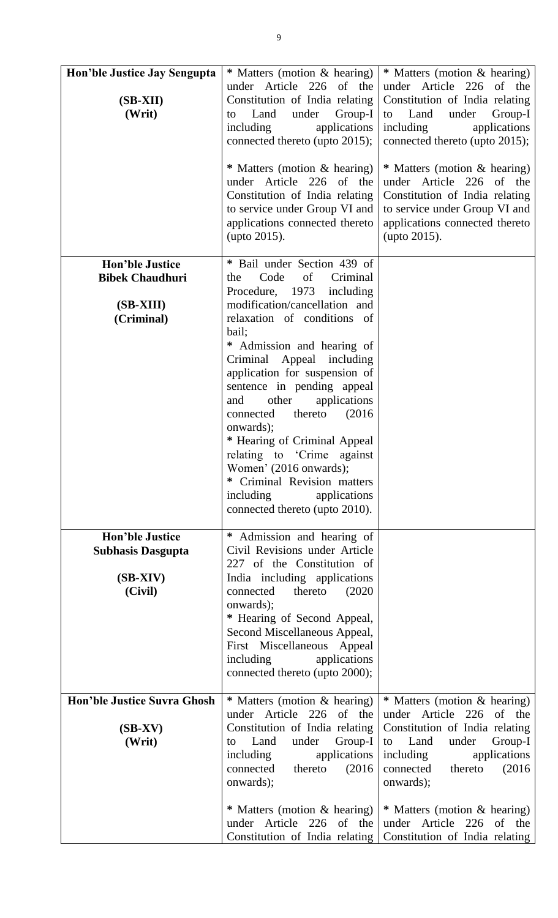| | | |
|---|---|---|
| **Hon'ble Justice Jay Sengupta**<br><br>**(SB-XII)**<br>**(Writ)** | * Matters (motion & hearing) under Article 226 of the Constitution of India relating to Land under Group-I including applications connected thereto (upto 2015);<br><br>* Matters (motion & hearing) under Article 226 of the Constitution of India relating to service under Group VI and applications connected thereto (upto 2015). | * Matters (motion & hearing) under Article 226 of the Constitution of India relating to Land under Group-I including applications connected thereto (upto 2015);<br><br>* Matters (motion & hearing) under Article 226 of the Constitution of India relating to service under Group VI and applications connected thereto (upto 2015). |
| **Hon'ble Justice Bibek Chaudhuri**<br><br>**(SB-XIII)**<br>**(Criminal)** | * Bail under Section 439 of the Code of Criminal Procedure, 1973 including modification/cancellation and relaxation of conditions of bail;<br>* Admission and hearing of Criminal Appeal including application for suspension of sentence in pending appeal and other applications connected thereto (2016 onwards);<br>* Hearing of Criminal Appeal relating to 'Crime against Women' (2016 onwards);<br>* Criminal Revision matters including applications connected thereto (upto 2010). | |
| **Hon'ble Justice Subhasis Dasgupta**<br><br>**(SB-XIV)**<br>**(Civil)** | * Admission and hearing of Civil Revisions under Article 227 of the Constitution of India including applications connected thereto (2020 onwards);<br>* Hearing of Second Appeal, Second Miscellaneous Appeal, First Miscellaneous Appeal including applications connected thereto (upto 2000); | |
| **Hon'ble Justice Suvra Ghosh**<br><br>**(SB-XV)**<br>**(Writ)** | * Matters (motion & hearing) under Article 226 of the Constitution of India relating to Land under Group-I including applications connected thereto (2016 onwards);<br><br>* Matters (motion & hearing) under Article 226 of the Constitution of India relating | * Matters (motion & hearing) under Article 226 of the Constitution of India relating to Land under Group-I including applications connected thereto (2016 onwards);<br><br>* Matters (motion & hearing) under Article 226 of the Constitution of India relating |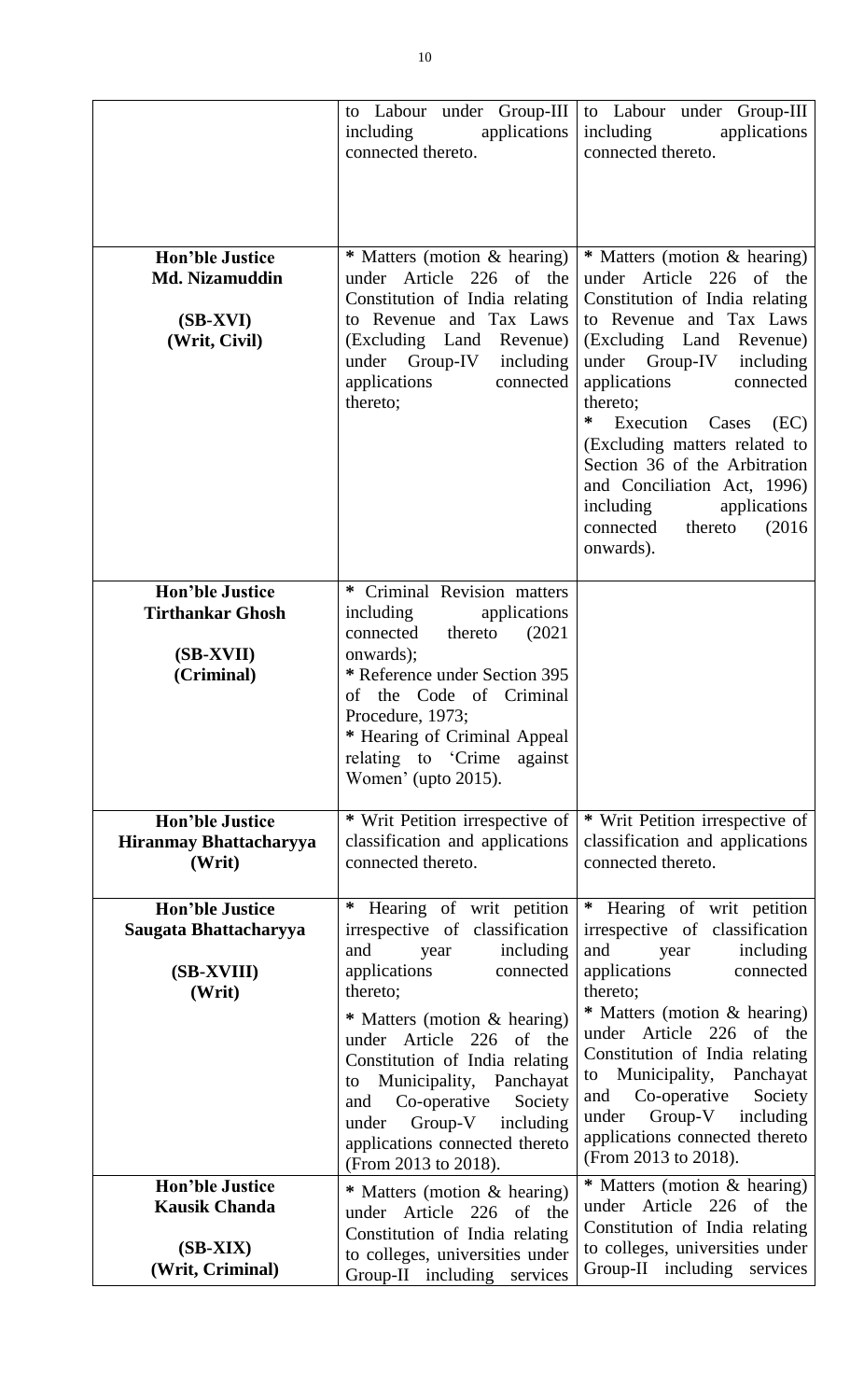| | | |
|---|---|---|
| | to Labour under Group-III including applications connected thereto. | to Labour under Group-III including applications connected thereto. |
| **Hon'ble Justice Md. Nizamuddin**<br><br>**(SB-XVI)**<br>**(Writ, Civil)** | * Matters (motion & hearing) under Article 226 of the Constitution of India relating to Revenue and Tax Laws (Excluding Land Revenue) under Group-IV including applications connected thereto; | * Matters (motion & hearing) under Article 226 of the Constitution of India relating to Revenue and Tax Laws (Excluding Land Revenue) under Group-IV including applications connected thereto;<br>* Execution Cases (EC) (Excluding matters related to Section 36 of the Arbitration and Conciliation Act, 1996) including applications connected thereto (2016 onwards). |
| **Hon'ble Justice Tirthankar Ghosh**<br><br>**(SB-XVII)**<br>**(Criminal)** | * Criminal Revision matters including applications connected thereto (2021 onwards);<br>* Reference under Section 395 of the Code of Criminal Procedure, 1973;<br>* Hearing of Criminal Appeal relating to 'Crime against Women' (upto 2015). | |
| **Hon'ble Justice Hiranmay Bhattacharyya**<br>**(Writ)** | * Writ Petition irrespective of classification and applications connected thereto. | * Writ Petition irrespective of classification and applications connected thereto. |
| **Hon'ble Justice Saugata Bhattacharyya**<br><br>**(SB-XVIII)**<br>**(Writ)** | * Hearing of writ petition irrespective of classification and year including applications connected thereto;<br>* Matters (motion & hearing) under Article 226 of the Constitution of India relating to Municipality, Panchayat and Co-operative Society under Group-V including applications connected thereto (From 2013 to 2018). | * Hearing of writ petition irrespective of classification and year including applications connected thereto;<br>* Matters (motion & hearing) under Article 226 of the Constitution of India relating to Municipality, Panchayat and Co-operative Society under Group-V including applications connected thereto (From 2013 to 2018). |
| **Hon'ble Justice Kausik Chanda**<br><br>**(SB-XIX)**<br>**(Writ, Criminal)** | * Matters (motion & hearing) under Article 226 of the Constitution of India relating to colleges, universities under Group-II including services | * Matters (motion & hearing) under Article 226 of the Constitution of India relating to colleges, universities under Group-II including services |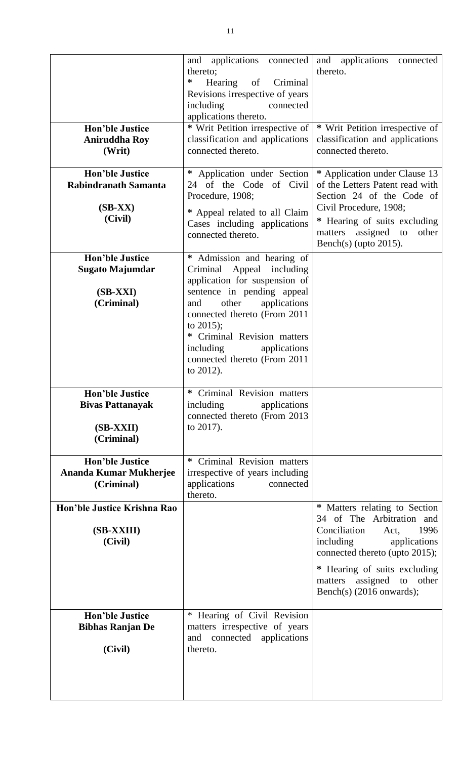|  |  |  |
|---|---|---|
|  | and applications connected thereto;<br>* Hearing of Criminal Revisions irrespective of years including connected applications thereto. | and applications connected thereto. |
| **Hon'ble Justice Aniruddha Roy (Writ)** | * Writ Petition irrespective of classification and applications connected thereto. | * Writ Petition irrespective of classification and applications connected thereto. |
| **Hon'ble Justice Rabindranath Samanta (SB-XX) (Civil)** | * Application under Section 24 of the Code of Civil Procedure, 1908;<br>* Appeal related to all Claim Cases including applications connected thereto. | * Application under Clause 13 of the Letters Patent read with Section 24 of the Code of Civil Procedure, 1908;<br>* Hearing of suits excluding matters assigned to other Bench(s) (upto 2015). |
| **Hon'ble Justice Sugato Majumdar (SB-XXI) (Criminal)** | * Admission and hearing of Criminal Appeal including application for suspension of sentence in pending appeal and other applications connected thereto (From 2011 to 2015);<br>* Criminal Revision matters including applications connected thereto (From 2011 to 2012). |  |
| **Hon'ble Justice Bivas Pattanayak (SB-XXII) (Criminal)** | * Criminal Revision matters including applications connected thereto (From 2013 to 2017). |  |
| **Hon'ble Justice Ananda Kumar Mukherjee (Criminal)** | * Criminal Revision matters irrespective of years including applications connected thereto. |  |
| **Hon'ble Justice Krishna Rao (SB-XXIII) (Civil)** |  | * Matters relating to Section 34 of The Arbitration and Conciliation Act, 1996 including applications connected thereto (upto 2015);<br>* Hearing of suits excluding matters assigned to other Bench(s) (2016 onwards); |
| **Hon'ble Justice Bibhas Ranjan De (Civil)** | * Hearing of Civil Revision matters irrespective of years and connected applications thereto. |  |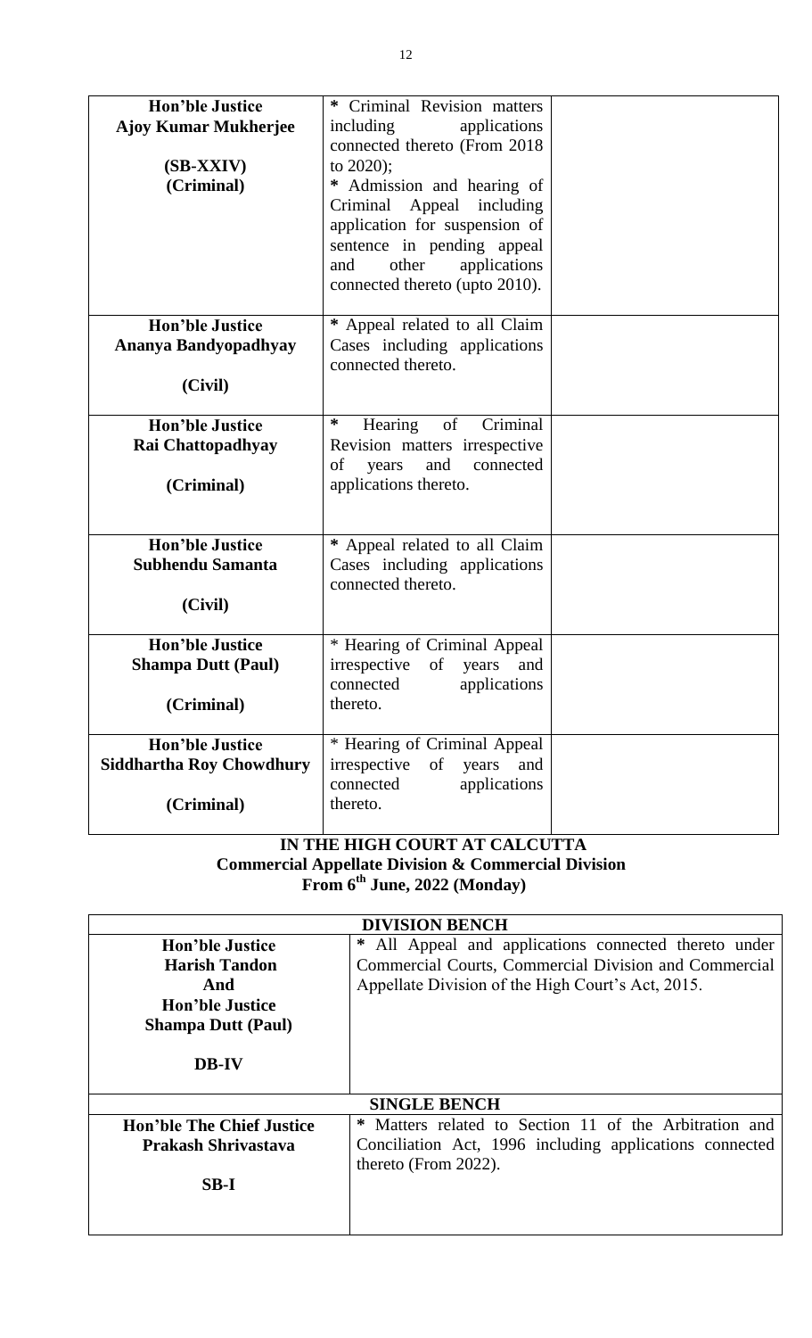| | | |
|---|---|---|
| **Hon'ble Justice**<br>**Ajoy Kumar Mukherjee**<br><br>**(SB-XXIV)**<br>**(Criminal)** | * Criminal Revision matters including applications connected thereto (From 2018 to 2020);<br>* Admission and hearing of Criminal Appeal including application for suspension of sentence in pending appeal and other applications connected thereto (upto 2010). | |
| **Hon'ble Justice**<br>**Ananya Bandyopadhyay**<br><br>**(Civil)** | * Appeal related to all Claim Cases including applications connected thereto. | |
| **Hon'ble Justice**<br>**Rai Chattopadhyay**<br><br>**(Criminal)** | * Hearing of Criminal Revision matters irrespective of years and connected applications thereto. | |
| **Hon'ble Justice**<br>**Subhendu Samanta**<br><br>**(Civil)** | * Appeal related to all Claim Cases including applications connected thereto. | |
| **Hon'ble Justice**<br>**Shampa Dutt (Paul)**<br><br>**(Criminal)** | * Hearing of Criminal Appeal irrespective of years and connected applications thereto. | |
| **Hon'ble Justice**<br>**Siddhartha Roy Chowdhury**<br><br>**(Criminal)** | * Hearing of Criminal Appeal irrespective of years and connected applications thereto. | |

**IN THE HIGH COURT AT CALCUTTA**
**Commercial Appellate Division & Commercial Division**
**From 6th June, 2022 (Monday)**

| **DIVISION BENCH** | |
|---|---|
| **Hon'ble Justice**<br>**Harish Tandon**<br>**And**<br>**Hon'ble Justice**<br>**Shampa Dutt (Paul)**<br><br>**DB-IV** | * All Appeal and applications connected thereto under Commercial Courts, Commercial Division and Commercial Appellate Division of the High Court's Act, 2015. |
| **SINGLE BENCH** | |
| **Hon'ble The Chief Justice**<br>**Prakash Shrivastava**<br><br>**SB-I** | * Matters related to Section 11 of the Arbitration and Conciliation Act, 1996 including applications connected thereto (From 2022). |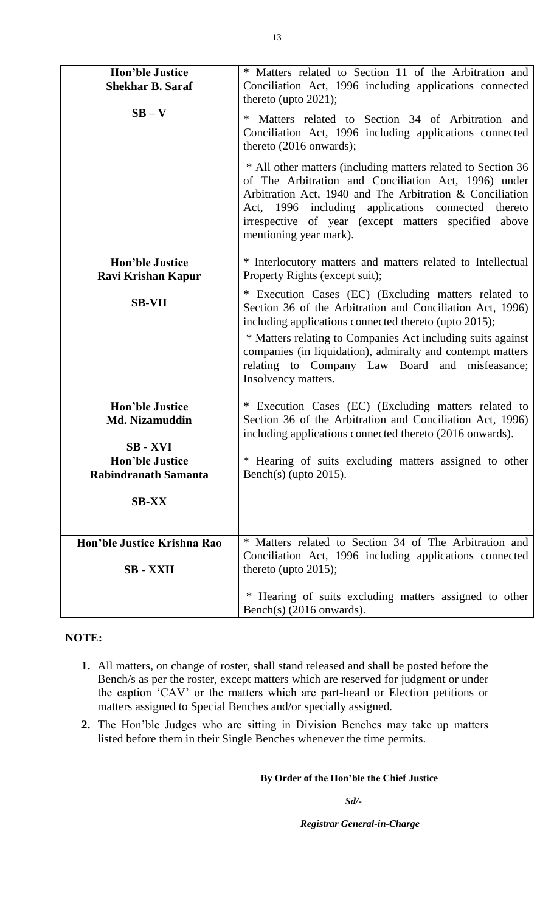| | |
|---|---|
| **Hon'ble Justice Shekhar B. Saraf**<br><br>**SB – V** | * Matters related to Section 11 of the Arbitration and Conciliation Act, 1996 including applications connected thereto (upto 2021);<br><br>* Matters related to Section 34 of Arbitration and Conciliation Act, 1996 including applications connected thereto (2016 onwards);<br><br>* All other matters (including matters related to Section 36 of The Arbitration and Conciliation Act, 1996) under Arbitration Act, 1940 and The Arbitration & Conciliation Act, 1996 including applications connected thereto irrespective of year (except matters specified above mentioning year mark). |
| **Hon'ble Justice Ravi Krishan Kapur**<br><br>**SB-VII** | * Interlocutory matters and matters related to Intellectual Property Rights (except suit);<br><br>* Execution Cases (EC) (Excluding matters related to Section 36 of the Arbitration and Conciliation Act, 1996) including applications connected thereto (upto 2015);<br><br>* Matters relating to Companies Act including suits against companies (in liquidation), admiralty and contempt matters relating to Company Law Board and misfeasance; Insolvency matters. |
| **Hon'ble Justice Md. Nizamuddin**<br><br>**SB - XVI** | * Execution Cases (EC) (Excluding matters related to Section 36 of the Arbitration and Conciliation Act, 1996) including applications connected thereto (2016 onwards). |
| **Hon'ble Justice Rabindranath Samanta**<br><br>**SB-XX** | * Hearing of suits excluding matters assigned to other Bench(s) (upto 2015). |
| **Hon'ble Justice Krishna Rao**<br><br>**SB - XXII** | * Matters related to Section 34 of The Arbitration and Conciliation Act, 1996 including applications connected thereto (upto 2015);<br><br>* Hearing of suits excluding matters assigned to other Bench(s) (2016 onwards). |

**NOTE:**

1. All matters, on change of roster, shall stand released and shall be posted before the Bench/s as per the roster, except matters which are reserved for judgment or under the caption 'CAV' or the matters which are part-heard or Election petitions or matters assigned to Special Benches and/or specially assigned.
2. The Hon'ble Judges who are sitting in Division Benches may take up matters listed before them in their Single Benches whenever the time permits.

**By Order of the Hon'ble the Chief Justice**

***Sd/-***

***Registrar General-in-Charge***